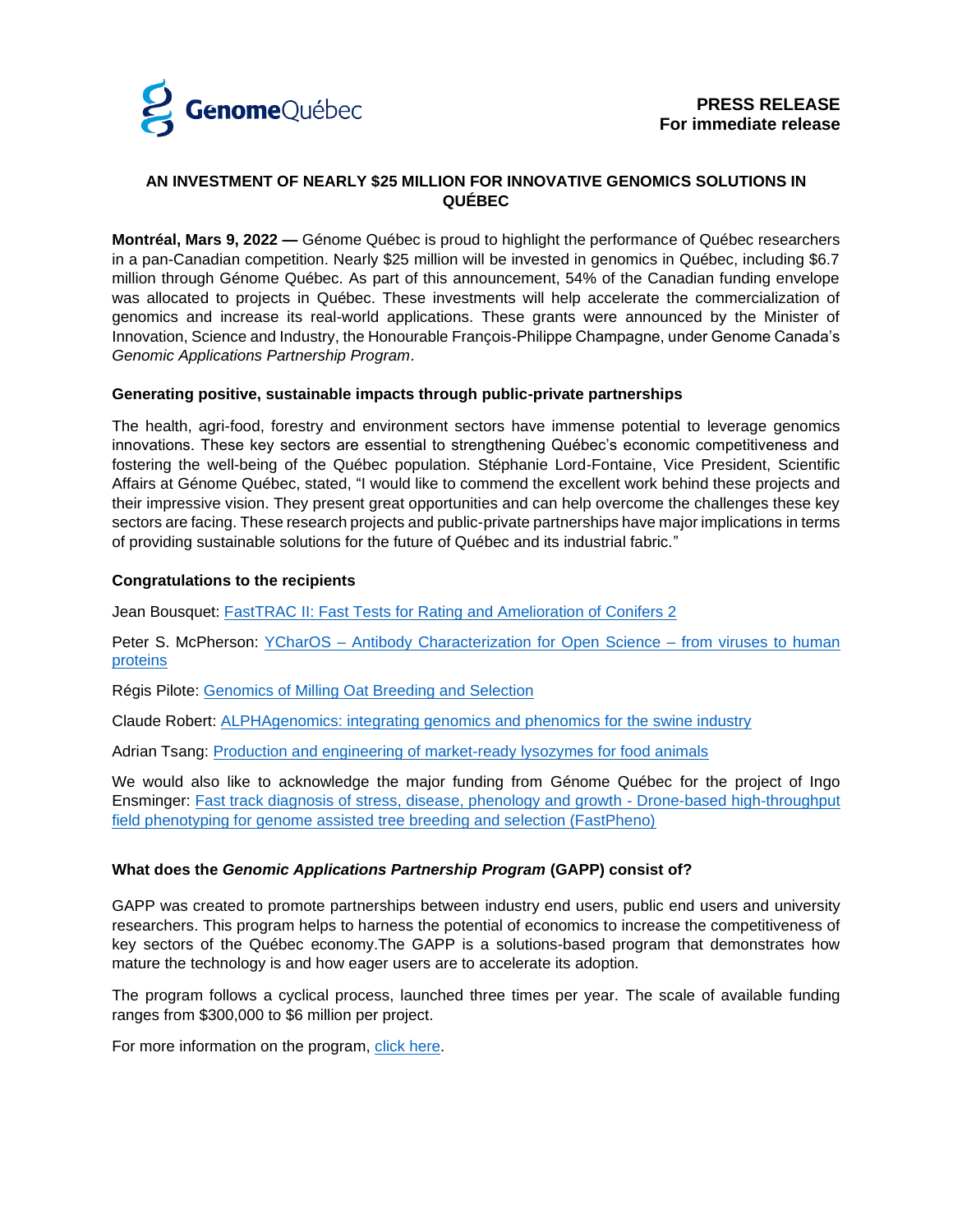**PRESS RELEASE**
**For immediate release**

# AN INVESTMENT OF NEARLY $25 MILLION FOR INNOVATIVE GENOMICS SOLUTIONS IN QUÉBEC

**Montréal, Mars 9, 2022 —** Génome Québec is proud to highlight the performance of Québec researchers in a pan-Canadian competition. Nearly $25 million will be invested in genomics in Québec, including $6.7 million through Génome Québec. As part of this announcement, 54% of the Canadian funding envelope was allocated to projects in Québec. These investments will help accelerate the commercialization of genomics and increase its real-world applications. These grants were announced by the Minister of Innovation, Science and Industry, the Honourable François-Philippe Champagne, under Genome Canada's *Genomic Applications Partnership Program*.

## Generating positive, sustainable impacts through public-private partnerships

The health, agri-food, forestry and environment sectors have immense potential to leverage genomics innovations. These key sectors are essential to strengthening Québec's economic competitiveness and fostering the well-being of the Québec population. Stéphanie Lord-Fontaine, Vice President, Scientific Affairs at Génome Québec, stated, "I would like to commend the excellent work behind these projects and their impressive vision. They present great opportunities and can help overcome the challenges these key sectors are facing. These research projects and public-private partnerships have major implications in terms of providing sustainable solutions for the future of Québec and its industrial fabric."

## Congratulations to the recipients

Jean Bousquet: FastTRAC II: Fast Tests for Rating and Amelioration of Conifers 2

Peter S. McPherson: YCharOS – Antibody Characterization for Open Science – from viruses to human proteins

Régis Pilote: Genomics of Milling Oat Breeding and Selection

Claude Robert: ALPHAgenomics: integrating genomics and phenomics for the swine industry

Adrian Tsang: Production and engineering of market-ready lysozymes for food animals

We would also like to acknowledge the major funding from Génome Québec for the project of Ingo Ensminger: Fast track diagnosis of stress, disease, phenology and growth - Drone-based high-throughput field phenotyping for genome assisted tree breeding and selection (FastPheno)

## What does the *Genomic Applications Partnership Program* (GAPP) consist of?

GAPP was created to promote partnerships between industry end users, public end users and university researchers. This program helps to harness the potential of economics to increase the competitiveness of key sectors of the Québec economy.The GAPP is a solutions-based program that demonstrates how mature the technology is and how eager users are to accelerate its adoption.

The program follows a cyclical process, launched three times per year. The scale of available funding ranges from $300,000 to $6 million per project.

For more information on the program, click here.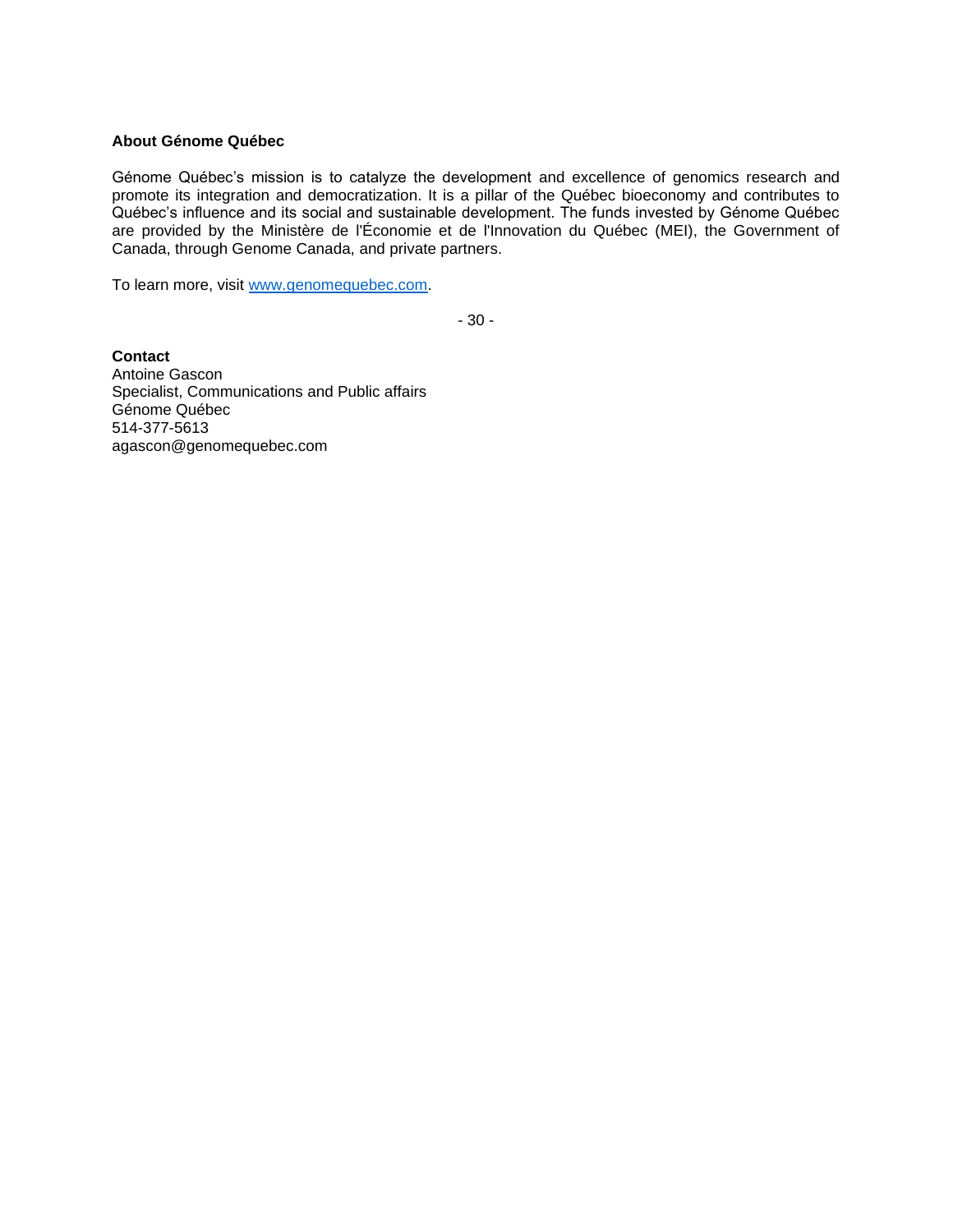**About Génome Québec**

Génome Québec's mission is to catalyze the development and excellence of genomics research and promote its integration and democratization. It is a pillar of the Québec bioeconomy and contributes to Québec's influence and its social and sustainable development. The funds invested by Génome Québec are provided by the Ministère de l'Économie et de l'Innovation du Québec (MEI), the Government of Canada, through Genome Canada, and private partners.

To learn more, visit [www.genomequebec.com](http://www.genomequebec.com).

- 30 -

**Contact**
Antoine Gascon
Specialist, Communications and Public affairs
Génome Québec
514-377-5613
agascon@genomequebec.com